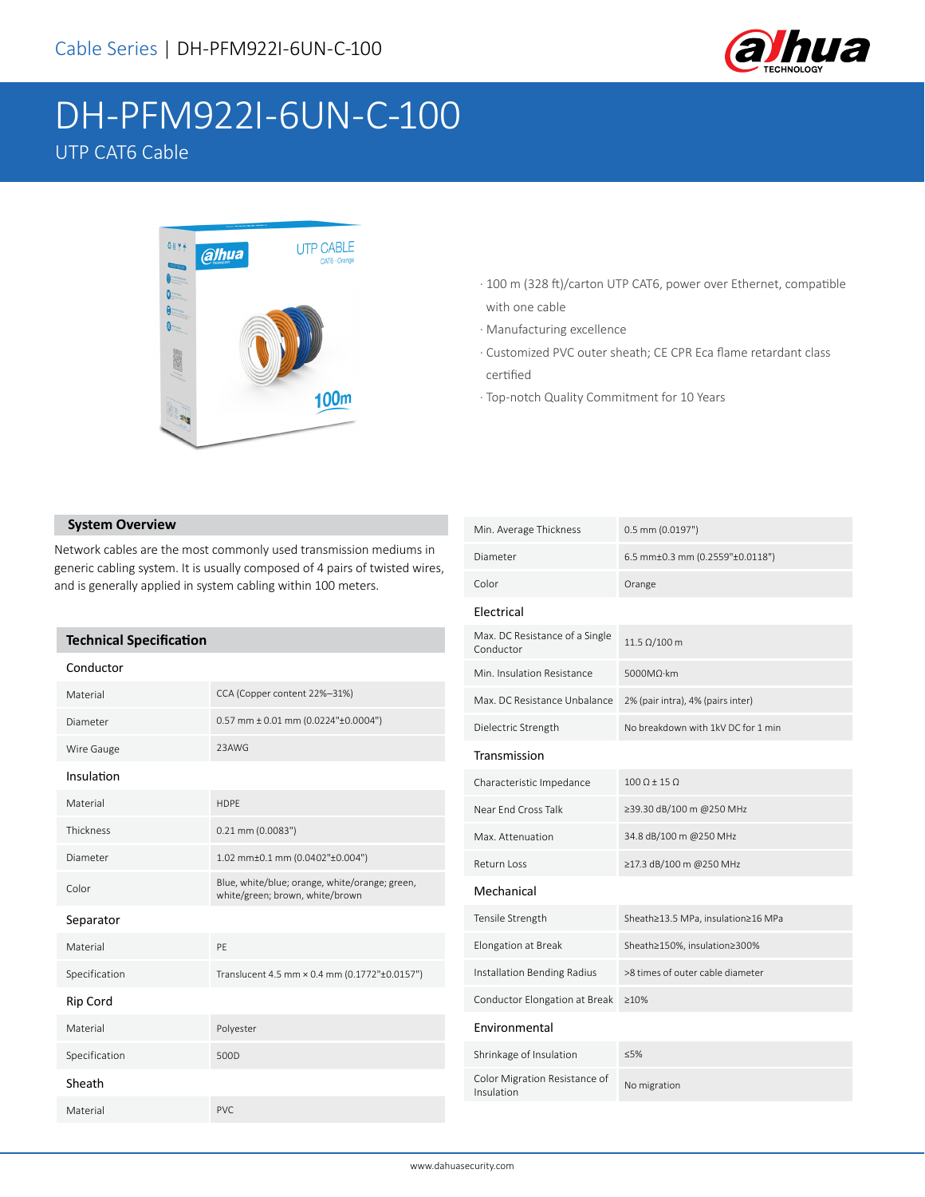# DH-PFM922I-6UN-C-100

UTP CAT6 Cable

- 100 m (328 ft)/carton UTP CAT6, power over Ethernet, compatible with one cable
- Manufacturing excellence
- Customized PVC outer sheath; CE CPR Eca flame retardant class certified
- Top-notch Quality Commitment for 10 Years

## System Overview

Network cables are the most commonly used transmission mediums in generic cabling system. It is usually composed of 4 pairs of twisted wires, and is generally applied in system cabling within 100 meters.

## Technical Specification

| Conductor | |
|---|---|
| Material | CCA (Copper content 22%–31%) |
| Diameter | 0.57 mm ± 0.01 mm (0.0224"±0.0004") |
| Wire Gauge | 23AWG |
| **Insulation** | |
| Material | HDPE |
| Thickness | 0.21 mm (0.0083") |
| Diameter | 1.02 mm±0.1 mm (0.0402"±0.004") |
| Color | Blue, white/blue; orange, white/orange; green, white/green; brown, white/brown |
| **Separator** | |
| Material | PE |
| Specification | Translucent 4.5 mm × 0.4 mm (0.1772"±0.0157") |
| **Rip Cord** | |
| Material | Polyester |
| Specification | 500D |
| **Sheath** | |
| Material | PVC |
| Min. Average Thickness | 0.5 mm (0.0197") |
| Diameter | 6.5 mm±0.3 mm (0.2559"±0.0118") |
| Color | Orange |
| **Electrical** | |
| Max. DC Resistance of a Single Conductor | 11.5 Ω/100 m |
| Min. Insulation Resistance | 5000MΩ·km |
| Max. DC Resistance Unbalance | 2% (pair intra), 4% (pairs inter) |
| Dielectric Strength | No breakdown with 1kV DC for 1 min |
| **Transmission** | |
| Characteristic Impedance | 100 Ω ± 15 Ω |
| Near End Cross Talk | ≥39.30 dB/100 m @250 MHz |
| Max. Attenuation | 34.8 dB/100 m @250 MHz |
| Return Loss | ≥17.3 dB/100 m @250 MHz |
| **Mechanical** | |
| Tensile Strength | Sheath≥13.5 MPa, insulation≥16 MPa |
| Elongation at Break | Sheath≥150%, insulation≥300% |
| Installation Bending Radius | >8 times of outer cable diameter |
| Conductor Elongation at Break | ≥10% |
| **Environmental** | |
| Shrinkage of Insulation | ≤5% |
| Color Migration Resistance of Insulation | No migration |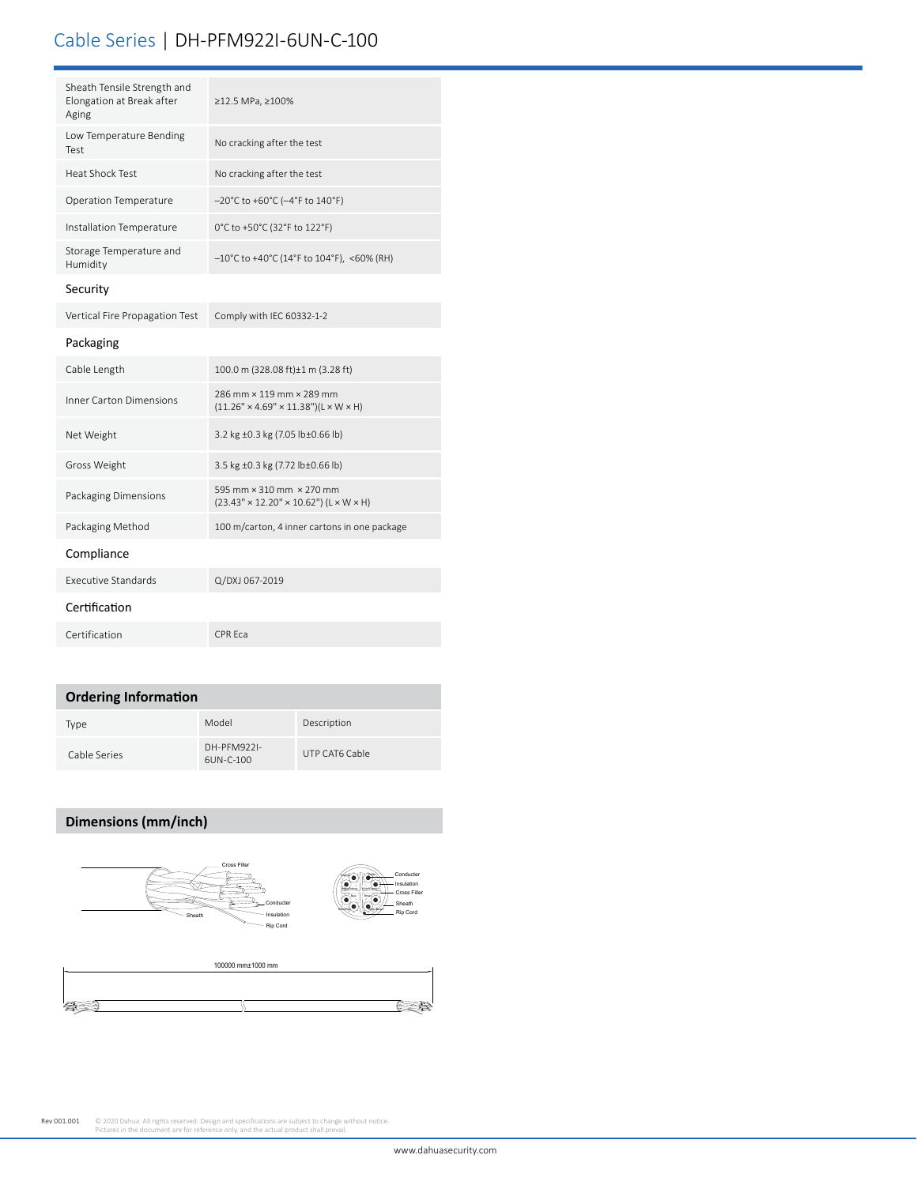| | |
|---|---|
| Sheath Tensile Strength and Elongation at Break after Aging | ≥12.5 MPa, ≥100% |
| Low Temperature Bending Test | No cracking after the test |
| Heat Shock Test | No cracking after the test |
| Operation Temperature | –20°C to +60°C (–4°F to 140°F) |
| Installation Temperature | 0°C to +50°C (32°F to 122°F) |
| Storage Temperature and Humidity | –10°C to +40°C (14°F to 104°F), <60% (RH) |

### Security

| | |
|---|---|
| Vertical Fire Propagation Test | Comply with IEC 60332-1-2 |

### Packaging

| | |
|---|---|
| Cable Length | 100.0 m (328.08 ft)±1 m (3.28 ft) |
| Inner Carton Dimensions | 286 mm × 119 mm × 289 mm (11.26" × 4.69" × 11.38")(L × W × H) |
| Net Weight | 3.2 kg ±0.3 kg (7.05 lb±0.66 lb) |
| Gross Weight | 3.5 kg ±0.3 kg (7.72 lb±0.66 lb) |
| Packaging Dimensions | 595 mm × 310 mm × 270 mm (23.43" × 12.20" × 10.62") (L × W × H) |
| Packaging Method | 100 m/carton, 4 inner cartons in one package |

### Compliance

| | |
|---|---|
| Executive Standards | Q/DXJ 067-2019 |

### Certification

| | |
|---|---|
| Certification | CPR Eca |

## Ordering Information

| Type | Model | Description |
|---|---|---|
| Cable Series | DH-PFM922I-6UN-C-100 | UTP CAT6 Cable |

## Dimensions (mm/inch)

Cross Filler
Conductor
Sheath
Insulation
Rip Cord

Conductor
Insulation
Cross Filler
Sheath
Rip Cord

100000 mm±1000 mm

Rev 001.001

© 2020 Dahua. All rights reserved. Design and specifications are subject to change without notice.
Pictures in the document are for reference only, and the actual product shall prevail.

www.dahuasecurity.com